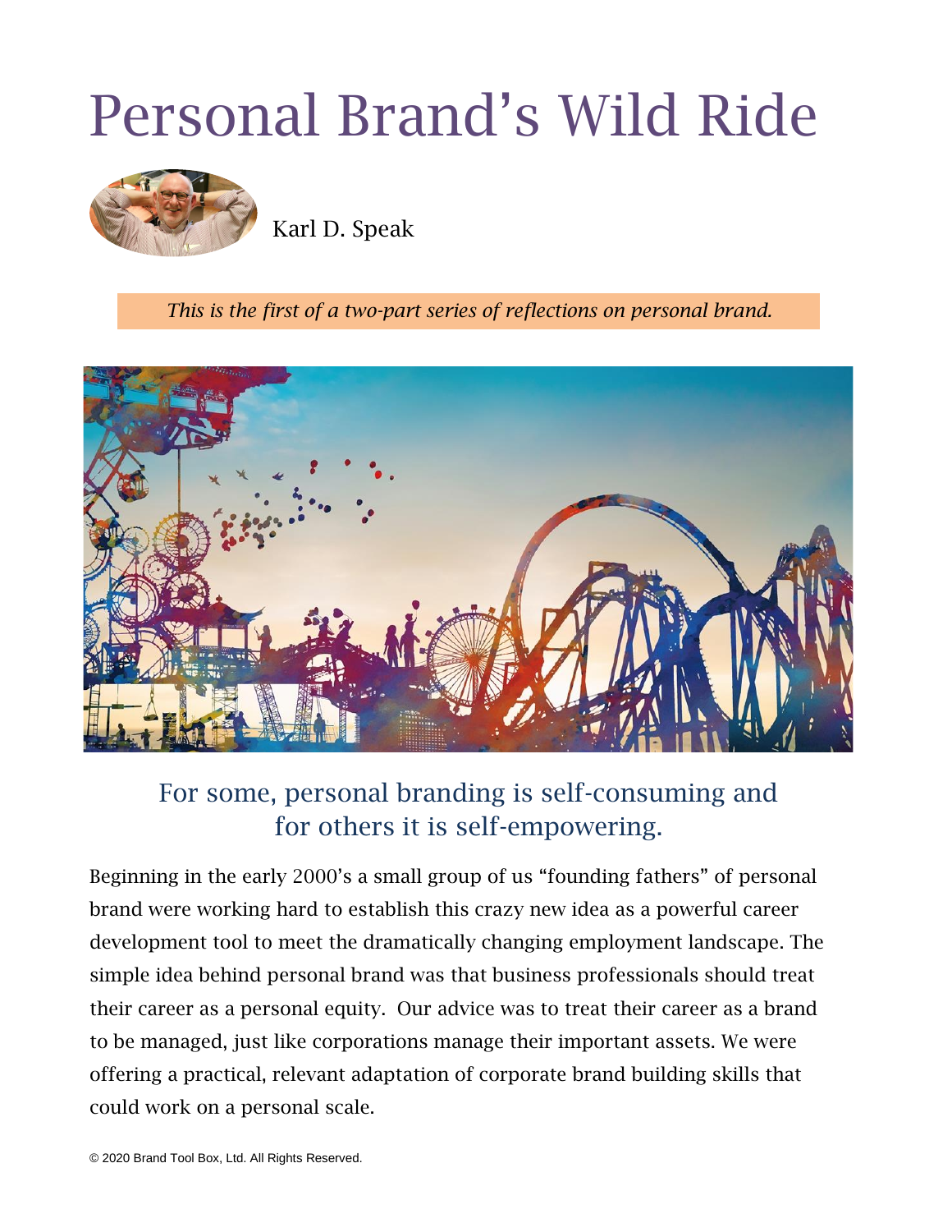# Personal Brand's Wild Ride

Karl D. Speak

*This is the first of a two-part series of reflections on personal brand.*

## For some, personal branding is self-consuming and for others it is self-empowering.

Beginning in the early 2000's a small group of us "founding fathers" of personal brand were working hard to establish this crazy new idea as a powerful career development tool to meet the dramatically changing employment landscape. The simple idea behind personal brand was that business professionals should treat their career as a personal equity. Our advice was to treat their career as a brand to be managed, just like corporations manage their important assets. We were offering a practical, relevant adaptation of corporate brand building skills that could work on a personal scale.

© 2020 Brand Tool Box, Ltd. All Rights Reserved.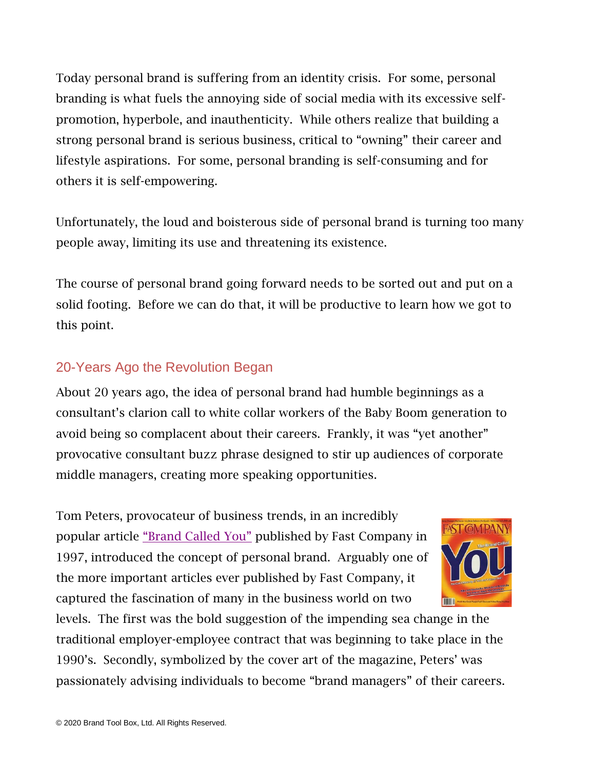Today personal brand is suffering from an identity crisis. For some, personal branding is what fuels the annoying side of social media with its excessive self-promotion, hyperbole, and inauthenticity. While others realize that building a strong personal brand is serious business, critical to "owning" their career and lifestyle aspirations. For some, personal branding is self-consuming and for others it is self-empowering.

Unfortunately, the loud and boisterous side of personal brand is turning too many people away, limiting its use and threatening its existence.

The course of personal brand going forward needs to be sorted out and put on a solid footing. Before we can do that, it will be productive to learn how we got to this point.

## 20-Years Ago the Revolution Began

About 20 years ago, the idea of personal brand had humble beginnings as a consultant's clarion call to white collar workers of the Baby Boom generation to avoid being so complacent about their careers. Frankly, it was "yet another" provocative consultant buzz phrase designed to stir up audiences of corporate middle managers, creating more speaking opportunities.

Tom Peters, provocateur of business trends, in an incredibly popular article "Brand Called You" published by Fast Company in 1997, introduced the concept of personal brand. Arguably one of the more important articles ever published by Fast Company, it captured the fascination of many in the business world on two levels. The first was the bold suggestion of the impending sea change in the traditional employer-employee contract that was beginning to take place in the 1990's. Secondly, symbolized by the cover art of the magazine, Peters' was passionately advising individuals to become "brand managers" of their careers.

© 2020 Brand Tool Box, Ltd. All Rights Reserved.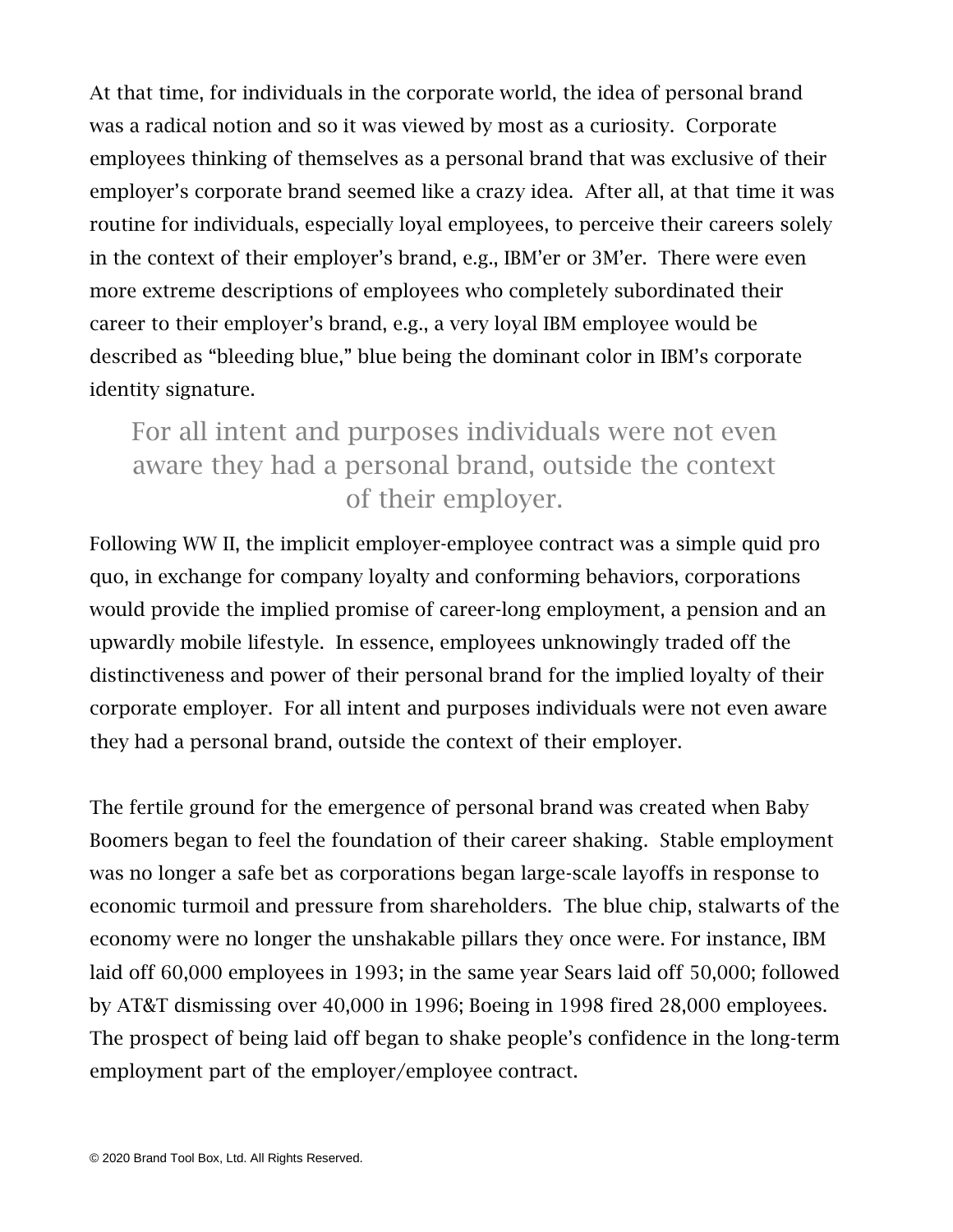At that time, for individuals in the corporate world, the idea of personal brand was a radical notion and so it was viewed by most as a curiosity. Corporate employees thinking of themselves as a personal brand that was exclusive of their employer's corporate brand seemed like a crazy idea. After all, at that time it was routine for individuals, especially loyal employees, to perceive their careers solely in the context of their employer's brand, e.g., IBM'er or 3M'er. There were even more extreme descriptions of employees who completely subordinated their career to their employer's brand, e.g., a very loyal IBM employee would be described as "bleeding blue," blue being the dominant color in IBM's corporate identity signature.

> For all intent and purposes individuals were not even aware they had a personal brand, outside the context of their employer.

Following WW II, the implicit employer-employee contract was a simple quid pro quo, in exchange for company loyalty and conforming behaviors, corporations would provide the implied promise of career-long employment, a pension and an upwardly mobile lifestyle. In essence, employees unknowingly traded off the distinctiveness and power of their personal brand for the implied loyalty of their corporate employer. For all intent and purposes individuals were not even aware they had a personal brand, outside the context of their employer.

The fertile ground for the emergence of personal brand was created when Baby Boomers began to feel the foundation of their career shaking. Stable employment was no longer a safe bet as corporations began large-scale layoffs in response to economic turmoil and pressure from shareholders. The blue chip, stalwarts of the economy were no longer the unshakable pillars they once were. For instance, IBM laid off 60,000 employees in 1993; in the same year Sears laid off 50,000; followed by AT&T dismissing over 40,000 in 1996; Boeing in 1998 fired 28,000 employees. The prospect of being laid off began to shake people's confidence in the long-term employment part of the employer/employee contract.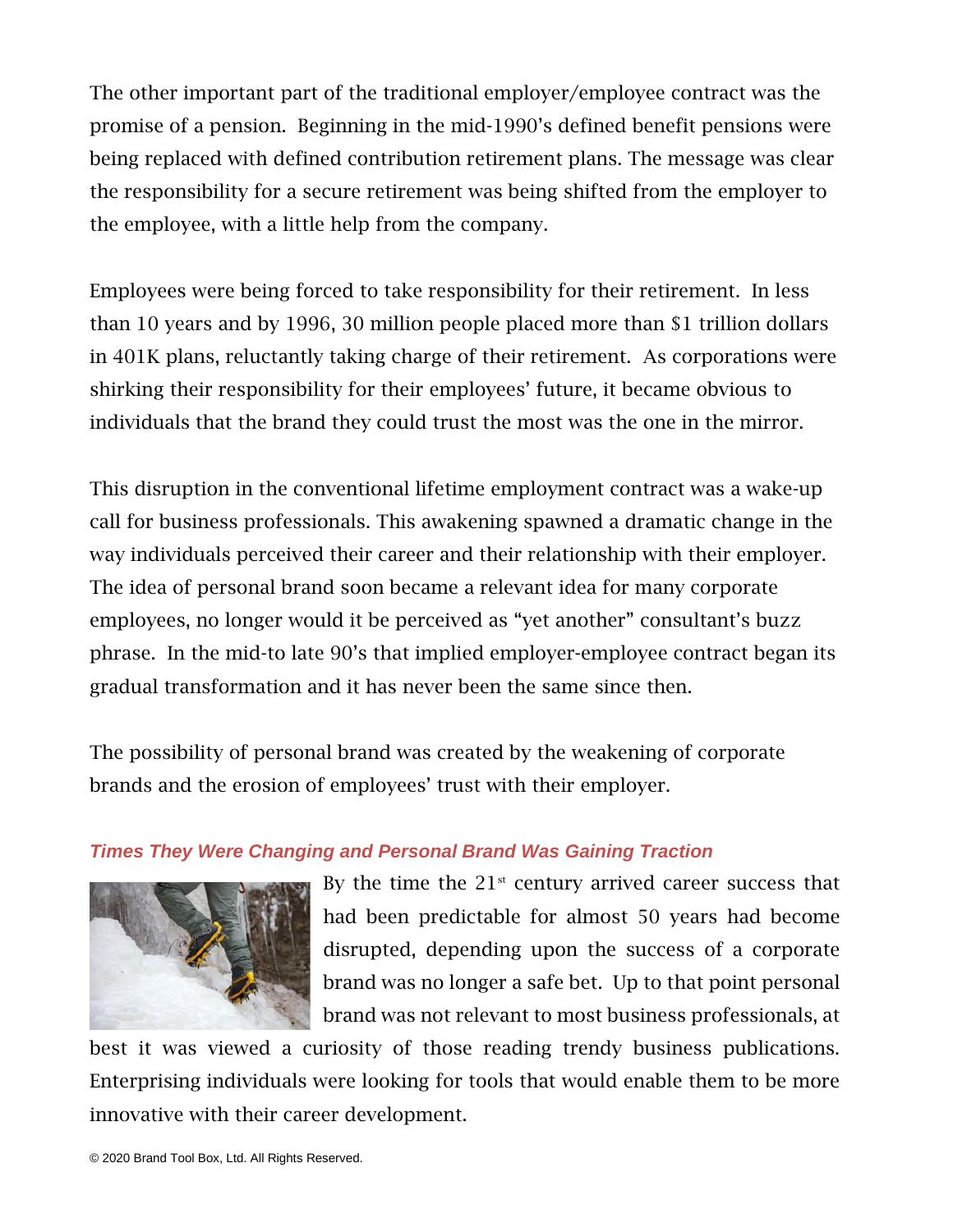The other important part of the traditional employer/employee contract was the promise of a pension. Beginning in the mid-1990's defined benefit pensions were being replaced with defined contribution retirement plans. The message was clear the responsibility for a secure retirement was being shifted from the employer to the employee, with a little help from the company.

Employees were being forced to take responsibility for their retirement. In less than 10 years and by 1996, 30 million people placed more than $1 trillion dollars in 401K plans, reluctantly taking charge of their retirement. As corporations were shirking their responsibility for their employees' future, it became obvious to individuals that the brand they could trust the most was the one in the mirror.

This disruption in the conventional lifetime employment contract was a wake-up call for business professionals. This awakening spawned a dramatic change in the way individuals perceived their career and their relationship with their employer. The idea of personal brand soon became a relevant idea for many corporate employees, no longer would it be perceived as "yet another" consultant's buzz phrase. In the mid-to late 90's that implied employer-employee contract began its gradual transformation and it has never been the same since then.

The possibility of personal brand was created by the weakening of corporate brands and the erosion of employees' trust with their employer.

### *Times They Were Changing and Personal Brand Was Gaining Traction*

By the time the 21st century arrived career success that had been predictable for almost 50 years had become disrupted, depending upon the success of a corporate brand was no longer a safe bet. Up to that point personal brand was not relevant to most business professionals, at best it was viewed a curiosity of those reading trendy business publications. Enterprising individuals were looking for tools that would enable them to be more innovative with their career development.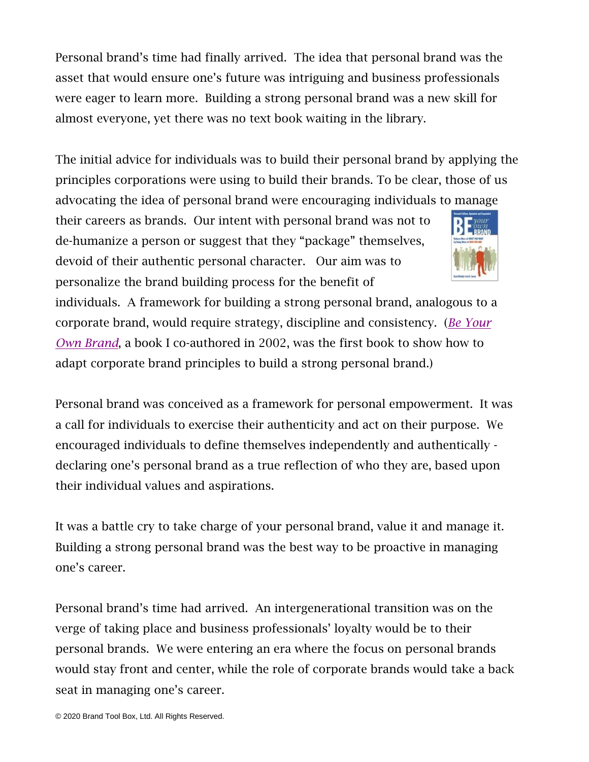Personal brand's time had finally arrived. The idea that personal brand was the asset that would ensure one's future was intriguing and business professionals were eager to learn more. Building a strong personal brand was a new skill for almost everyone, yet there was no text book waiting in the library.

The initial advice for individuals was to build their personal brand by applying the principles corporations were using to build their brands. To be clear, those of us advocating the idea of personal brand were encouraging individuals to manage their careers as brands. Our intent with personal brand was not to de-humanize a person or suggest that they "package" themselves, devoid of their authentic personal character. Our aim was to personalize the brand building process for the benefit of individuals. A framework for building a strong personal brand, analogous to a corporate brand, would require strategy, discipline and consistency. (*Be Your Own Brand*, a book I co-authored in 2002, was the first book to show how to adapt corporate brand principles to build a strong personal brand.)

Personal brand was conceived as a framework for personal empowerment. It was a call for individuals to exercise their authenticity and act on their purpose. We encouraged individuals to define themselves independently and authentically - declaring one's personal brand as a true reflection of who they are, based upon their individual values and aspirations.

It was a battle cry to take charge of your personal brand, value it and manage it. Building a strong personal brand was the best way to be proactive in managing one's career.

Personal brand's time had arrived. An intergenerational transition was on the verge of taking place and business professionals' loyalty would be to their personal brands. We were entering an era where the focus on personal brands would stay front and center, while the role of corporate brands would take a back seat in managing one's career.

© 2020 Brand Tool Box, Ltd. All Rights Reserved.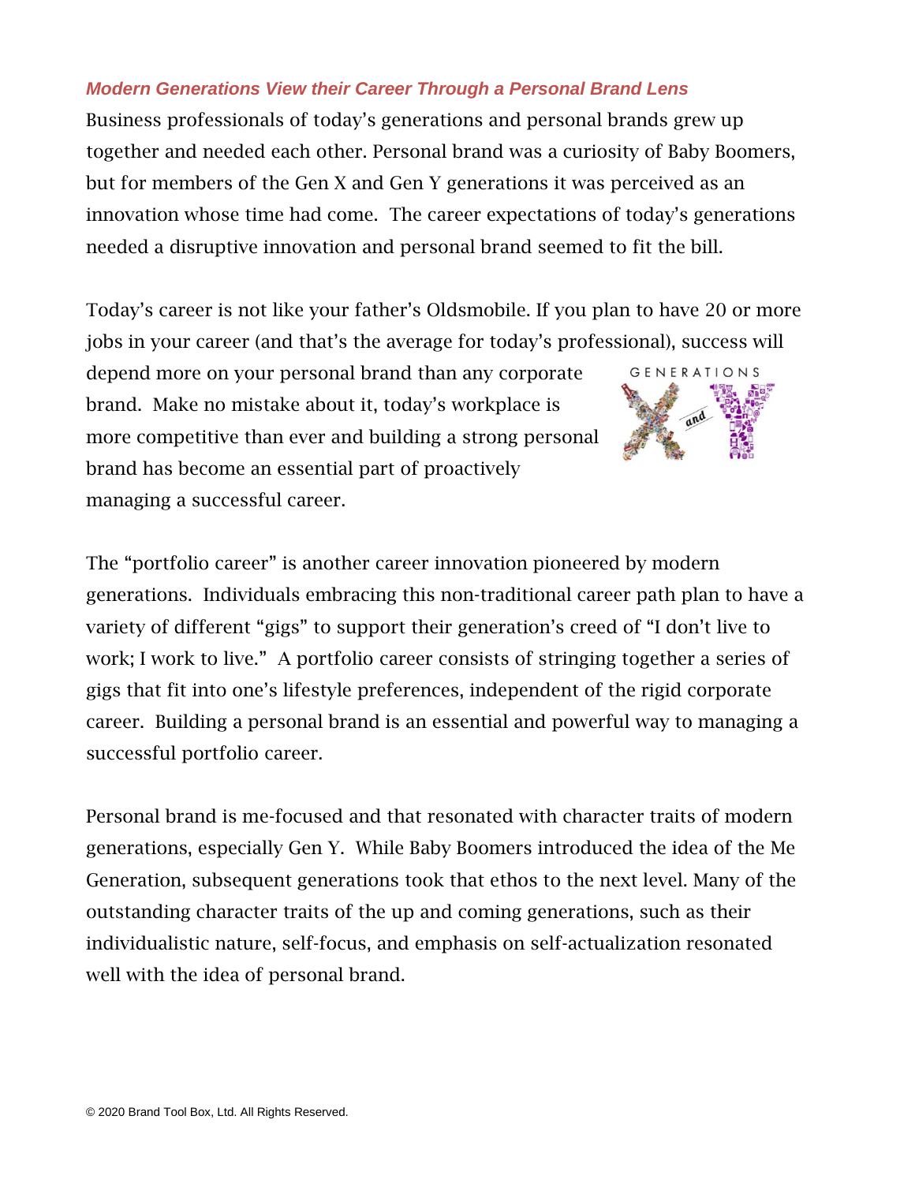## *Modern Generations View their Career Through a Personal Brand Lens*

Business professionals of today's generations and personal brands grew up together and needed each other. Personal brand was a curiosity of Baby Boomers, but for members of the Gen X and Gen Y generations it was perceived as an innovation whose time had come. The career expectations of today's generations needed a disruptive innovation and personal brand seemed to fit the bill.

Today's career is not like your father's Oldsmobile. If you plan to have 20 or more jobs in your career (and that's the average for today's professional), success will depend more on your personal brand than any corporate brand. Make no mistake about it, today's workplace is more competitive than ever and building a strong personal brand has become an essential part of proactively managing a successful career.

The "portfolio career" is another career innovation pioneered by modern generations. Individuals embracing this non-traditional career path plan to have a variety of different "gigs" to support their generation's creed of "I don't live to work; I work to live." A portfolio career consists of stringing together a series of gigs that fit into one's lifestyle preferences, independent of the rigid corporate career. Building a personal brand is an essential and powerful way to managing a successful portfolio career.

Personal brand is me-focused and that resonated with character traits of modern generations, especially Gen Y. While Baby Boomers introduced the idea of the Me Generation, subsequent generations took that ethos to the next level. Many of the outstanding character traits of the up and coming generations, such as their individualistic nature, self-focus, and emphasis on self-actualization resonated well with the idea of personal brand.

© 2020 Brand Tool Box, Ltd. All Rights Reserved.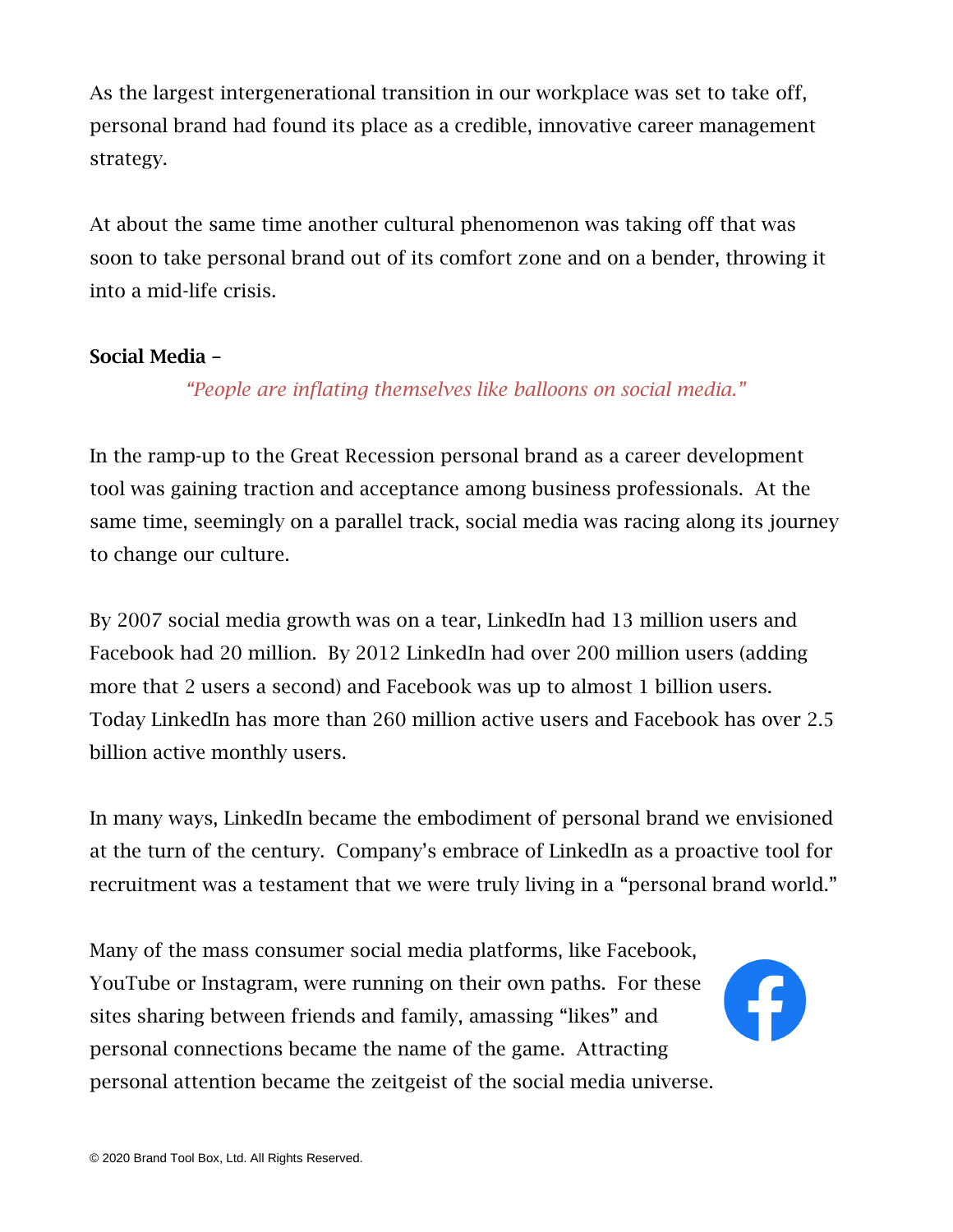As the largest intergenerational transition in our workplace was set to take off, personal brand had found its place as a credible, innovative career management strategy.

At about the same time another cultural phenomenon was taking off that was soon to take personal brand out of its comfort zone and on a bender, throwing it into a mid-life crisis.

**Social Media –**

*"People are inflating themselves like balloons on social media."*

In the ramp-up to the Great Recession personal brand as a career development tool was gaining traction and acceptance among business professionals. At the same time, seemingly on a parallel track, social media was racing along its journey to change our culture.

By 2007 social media growth was on a tear, LinkedIn had 13 million users and Facebook had 20 million. By 2012 LinkedIn had over 200 million users (adding more that 2 users a second) and Facebook was up to almost 1 billion users. Today LinkedIn has more than 260 million active users and Facebook has over 2.5 billion active monthly users.

In many ways, LinkedIn became the embodiment of personal brand we envisioned at the turn of the century. Company's embrace of LinkedIn as a proactive tool for recruitment was a testament that we were truly living in a "personal brand world."

Many of the mass consumer social media platforms, like Facebook, YouTube or Instagram, were running on their own paths. For these sites sharing between friends and family, amassing "likes" and personal connections became the name of the game. Attracting personal attention became the zeitgeist of the social media universe.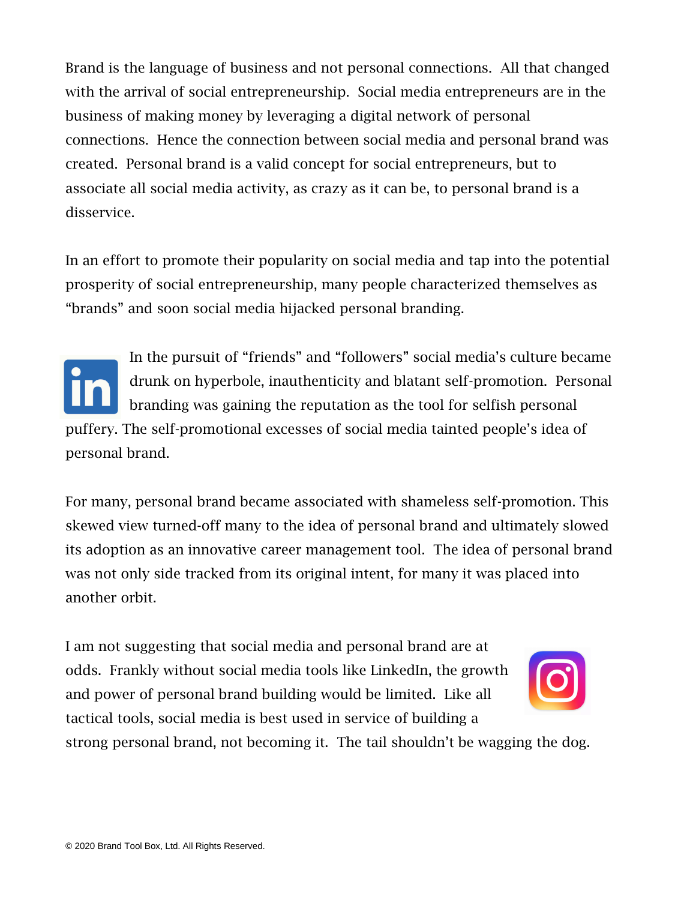Brand is the language of business and not personal connections. All that changed with the arrival of social entrepreneurship. Social media entrepreneurs are in the business of making money by leveraging a digital network of personal connections. Hence the connection between social media and personal brand was created. Personal brand is a valid concept for social entrepreneurs, but to associate all social media activity, as crazy as it can be, to personal brand is a disservice.

In an effort to promote their popularity on social media and tap into the potential prosperity of social entrepreneurship, many people characterized themselves as "brands" and soon social media hijacked personal branding.

In the pursuit of "friends" and "followers" social media's culture became drunk on hyperbole, inauthenticity and blatant self-promotion. Personal branding was gaining the reputation as the tool for selfish personal puffery. The self-promotional excesses of social media tainted people's idea of personal brand.

For many, personal brand became associated with shameless self-promotion. This skewed view turned-off many to the idea of personal brand and ultimately slowed its adoption as an innovative career management tool. The idea of personal brand was not only side tracked from its original intent, for many it was placed into another orbit.

I am not suggesting that social media and personal brand are at odds. Frankly without social media tools like LinkedIn, the growth and power of personal brand building would be limited. Like all tactical tools, social media is best used in service of building a strong personal brand, not becoming it. The tail shouldn't be wagging the dog.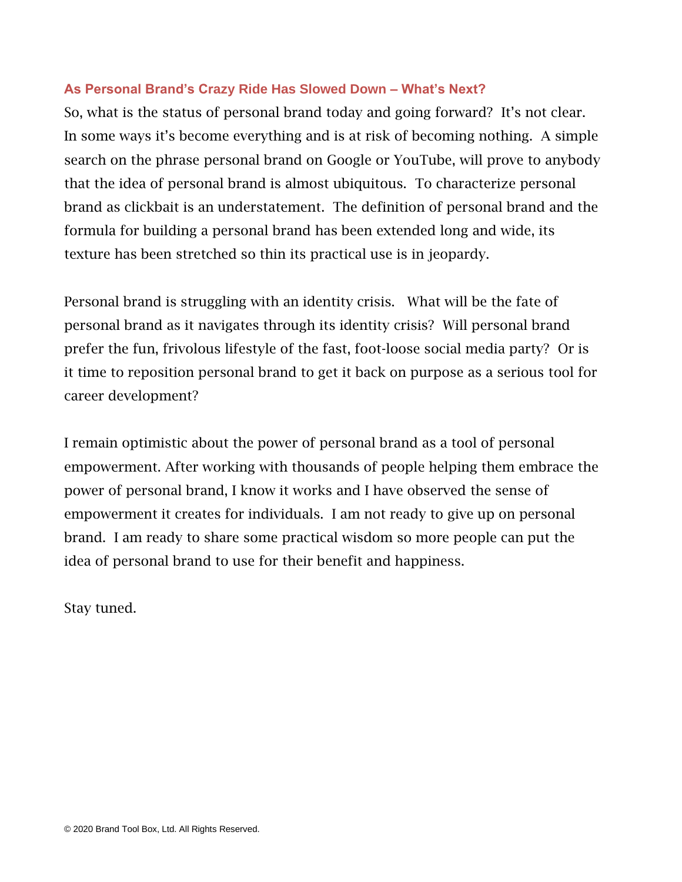## As Personal Brand's Crazy Ride Has Slowed Down – What's Next?

So, what is the status of personal brand today and going forward? It's not clear. In some ways it's become everything and is at risk of becoming nothing. A simple search on the phrase personal brand on Google or YouTube, will prove to anybody that the idea of personal brand is almost ubiquitous. To characterize personal brand as clickbait is an understatement. The definition of personal brand and the formula for building a personal brand has been extended long and wide, its texture has been stretched so thin its practical use is in jeopardy.

Personal brand is struggling with an identity crisis. What will be the fate of personal brand as it navigates through its identity crisis? Will personal brand prefer the fun, frivolous lifestyle of the fast, foot-loose social media party? Or is it time to reposition personal brand to get it back on purpose as a serious tool for career development?

I remain optimistic about the power of personal brand as a tool of personal empowerment. After working with thousands of people helping them embrace the power of personal brand, I know it works and I have observed the sense of empowerment it creates for individuals. I am not ready to give up on personal brand. I am ready to share some practical wisdom so more people can put the idea of personal brand to use for their benefit and happiness.

Stay tuned.

© 2020 Brand Tool Box, Ltd. All Rights Reserved.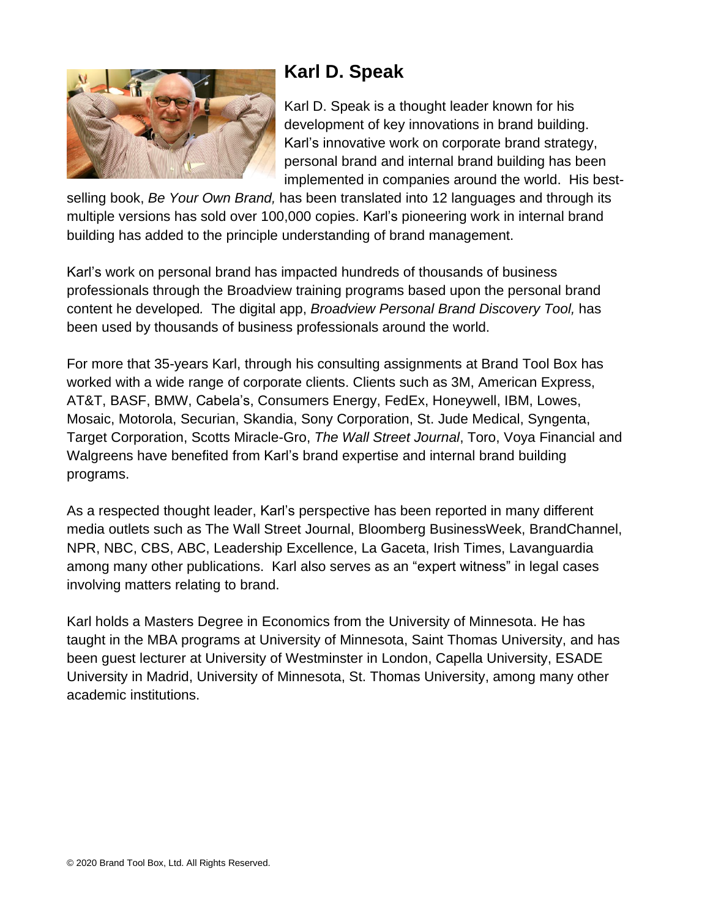## Karl D. Speak

Karl D. Speak is a thought leader known for his development of key innovations in brand building. Karl's innovative work on corporate brand strategy, personal brand and internal brand building has been implemented in companies around the world. His best-selling book, *Be Your Own Brand,* has been translated into 12 languages and through its multiple versions has sold over 100,000 copies. Karl's pioneering work in internal brand building has added to the principle understanding of brand management.

Karl's work on personal brand has impacted hundreds of thousands of business professionals through the Broadview training programs based upon the personal brand content he developed. The digital app, *Broadview Personal Brand Discovery Tool,* has been used by thousands of business professionals around the world.

For more that 35-years Karl, through his consulting assignments at Brand Tool Box has worked with a wide range of corporate clients. Clients such as 3M, American Express, AT&T, BASF, BMW, Cabela's, Consumers Energy, FedEx, Honeywell, IBM, Lowes, Mosaic, Motorola, Securian, Skandia, Sony Corporation, St. Jude Medical, Syngenta, Target Corporation, Scotts Miracle-Gro, *The Wall Street Journal*, Toro, Voya Financial and Walgreens have benefited from Karl's brand expertise and internal brand building programs.

As a respected thought leader, Karl's perspective has been reported in many different media outlets such as The Wall Street Journal, Bloomberg BusinessWeek, BrandChannel, NPR, NBC, CBS, ABC, Leadership Excellence, La Gaceta, Irish Times, Lavanguardia among many other publications. Karl also serves as an "expert witness" in legal cases involving matters relating to brand.

Karl holds a Masters Degree in Economics from the University of Minnesota. He has taught in the MBA programs at University of Minnesota, Saint Thomas University, and has been guest lecturer at University of Westminster in London, Capella University, ESADE University in Madrid, University of Minnesota, St. Thomas University, among many other academic institutions.

© 2020 Brand Tool Box, Ltd. All Rights Reserved.